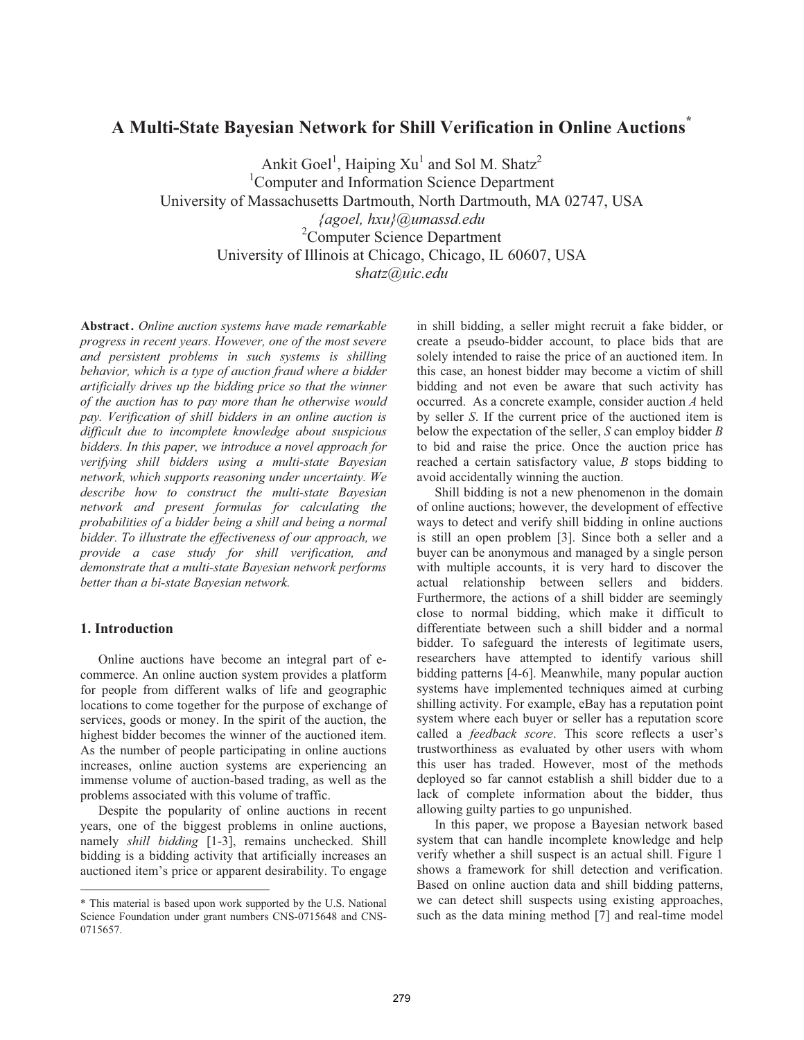# A Multi-State Bayesian Network for Shill Verification in Online Auctions*

Ankit Goel[1], Haiping Xu[1] and Sol M. Shatz[2]

[1]Computer and Information Science Department
University of Massachusetts Dartmouth, North Dartmouth, MA 02747, USA
*{agoel, hxu}@umassd.edu*

[2]Computer Science Department
University of Illinois at Chicago, Chicago, IL 60607, USA
*shatz@uic.edu*

**Abstract.** *Online auction systems have made remarkable progress in recent years. However, one of the most severe and persistent problems in such systems is shilling behavior, which is a type of auction fraud where a bidder artificially drives up the bidding price so that the winner of the auction has to pay more than he otherwise would pay. Verification of shill bidders in an online auction is difficult due to incomplete knowledge about suspicious bidders. In this paper, we introduce a novel approach for verifying shill bidders using a multi-state Bayesian network, which supports reasoning under uncertainty. We describe how to construct the multi-state Bayesian network and present formulas for calculating the probabilities of a bidder being a shill and being a normal bidder. To illustrate the effectiveness of our approach, we provide a case study for shill verification, and demonstrate that a multi-state Bayesian network performs better than a bi-state Bayesian network.*

## 1. Introduction

Online auctions have become an integral part of e-commerce. An online auction system provides a platform for people from different walks of life and geographic locations to come together for the purpose of exchange of services, goods or money. In the spirit of the auction, the highest bidder becomes the winner of the auctioned item. As the number of people participating in online auctions increases, online auction systems are experiencing an immense volume of auction-based trading, as well as the problems associated with this volume of traffic.

Despite the popularity of online auctions in recent years, one of the biggest problems in online auctions, namely *shill bidding* [1-3], remains unchecked. Shill bidding is a bidding activity that artificially increases an auctioned item's price or apparent desirability. To engage in shill bidding, a seller might recruit a fake bidder, or create a pseudo-bidder account, to place bids that are solely intended to raise the price of an auctioned item. In this case, an honest bidder may become a victim of shill bidding and not even be aware that such activity has occurred. As a concrete example, consider auction *A* held by seller *S*. If the current price of the auctioned item is below the expectation of the seller, *S* can employ bidder *B* to bid and raise the price. Once the auction price has reached a certain satisfactory value, *B* stops bidding to avoid accidentally winning the auction.

Shill bidding is not a new phenomenon in the domain of online auctions; however, the development of effective ways to detect and verify shill bidding in online auctions is still an open problem [3]. Since both a seller and a buyer can be anonymous and managed by a single person with multiple accounts, it is very hard to discover the actual relationship between sellers and bidders. Furthermore, the actions of a shill bidder are seemingly close to normal bidding, which make it difficult to differentiate between such a shill bidder and a normal bidder. To safeguard the interests of legitimate users, researchers have attempted to identify various shill bidding patterns [4-6]. Meanwhile, many popular auction systems have implemented techniques aimed at curbing shilling activity. For example, eBay has a reputation point system where each buyer or seller has a reputation score called a *feedback score*. This score reflects a user's trustworthiness as evaluated by other users with whom this user has traded. However, most of the methods deployed so far cannot establish a shill bidder due to a lack of complete information about the bidder, thus allowing guilty parties to go unpunished.

In this paper, we propose a Bayesian network based system that can handle incomplete knowledge and help verify whether a shill suspect is an actual shill. Figure 1 shows a framework for shill detection and verification. Based on online auction data and shill bidding patterns, we can detect shill suspects using existing approaches, such as the data mining method [7] and real-time model

---

* This material is based upon work supported by the U.S. National Science Foundation under grant numbers CNS-0715648 and CNS-0715657.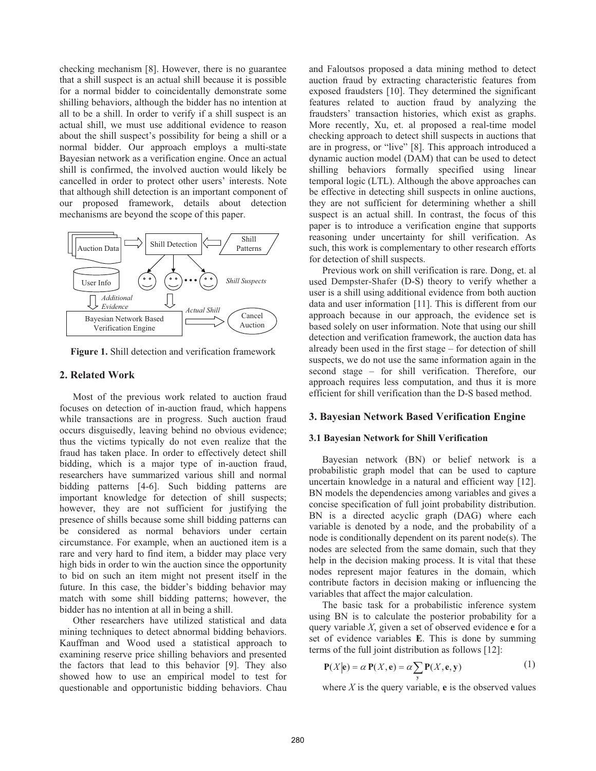checking mechanism [8]. However, there is no guarantee that a shill suspect is an actual shill because it is possible for a normal bidder to coincidentally demonstrate some shilling behaviors, although the bidder has no intention at all to be a shill. In order to verify if a shill suspect is an actual shill, we must use additional evidence to reason about the shill suspect's possibility for being a shill or a normal bidder. Our approach employs a multi-state Bayesian network as a verification engine. Once an actual shill is confirmed, the involved auction would likely be cancelled in order to protect other users' interests. Note that although shill detection is an important component of our proposed framework, details about detection mechanisms are beyond the scope of this paper.

Auction Data → Shill Detection ← Shill Patterns

User Info — Shill Suspects

Additional Evidence — Actual Shill

Bayesian Network Based Verification Engine → Cancel Auction

**Figure 1.** Shill detection and verification framework

## 2. Related Work

Most of the previous work related to auction fraud focuses on detection of in-auction fraud, which happens while transactions are in progress. Such auction fraud occurs disguisedly, leaving behind no obvious evidence; thus the victims typically do not even realize that the fraud has taken place. In order to effectively detect shill bidding, which is a major type of in-auction fraud, researchers have summarized various shill and normal bidding patterns [4-6]. Such bidding patterns are important knowledge for detection of shill suspects; however, they are not sufficient for justifying the presence of shills because some shill bidding patterns can be considered as normal behaviors under certain circumstance. For example, when an auctioned item is a rare and very hard to find item, a bidder may place very high bids in order to win the auction since the opportunity to bid on such an item might not present itself in the future. In this case, the bidder's bidding behavior may match with some shill bidding patterns; however, the bidder has no intention at all in being a shill.

Other researchers have utilized statistical and data mining techniques to detect abnormal bidding behaviors. Kauffman and Wood used a statistical approach to examining reserve price shilling behaviors and presented the factors that lead to this behavior [9]. They also showed how to use an empirical model to test for questionable and opportunistic bidding behaviors. Chau and Faloutsos proposed a data mining method to detect auction fraud by extracting characteristic features from exposed fraudsters [10]. They determined the significant features related to auction fraud by analyzing the fraudsters' transaction histories, which exist as graphs. More recently, Xu, et. al proposed a real-time model checking approach to detect shill suspects in auctions that are in progress, or "live" [8]. This approach introduced a dynamic auction model (DAM) that can be used to detect shilling behaviors formally specified using linear temporal logic (LTL). Although the above approaches can be effective in detecting shill suspects in online auctions, they are not sufficient for determining whether a shill suspect is an actual shill. In contrast, the focus of this paper is to introduce a verification engine that supports reasoning under uncertainty for shill verification. As such, this work is complementary to other research efforts for detection of shill suspects.

Previous work on shill verification is rare. Dong, et. al used Dempster-Shafer (D-S) theory to verify whether a user is a shill using additional evidence from both auction data and user information [11]. This is different from our approach because in our approach, the evidence set is based solely on user information. Note that using our shill detection and verification framework, the auction data has already been used in the first stage – for detection of shill suspects, we do not use the same information again in the second stage – for shill verification. Therefore, our approach requires less computation, and thus it is more efficient for shill verification than the D-S based method.

## 3. Bayesian Network Based Verification Engine

### 3.1 Bayesian Network for Shill Verification

Bayesian network (BN) or belief network is a probabilistic graph model that can be used to capture uncertain knowledge in a natural and efficient way [12]. BN models the dependencies among variables and gives a concise specification of full joint probability distribution. BN is a directed acyclic graph (DAG) where each variable is denoted by a node, and the probability of a node is conditionally dependent on its parent node(s). The nodes are selected from the same domain, such that they help in the decision making process. It is vital that these nodes represent major features in the domain, which contribute factors in decision making or influencing the variables that affect the major calculation.

The basic task for a probabilistic inference system using BN is to calculate the posterior probability for a query variable $X$, given a set of observed evidence $\mathbf{e}$ for a set of evidence variables $\mathbf{E}$. This is done by summing terms of the full joint distribution as follows [12]:

$$\mathbf{P}(X|\mathbf{e}) = \alpha\,\mathbf{P}(X,\mathbf{e}) = \alpha\sum_{\mathbf{y}}\mathbf{P}(X,\mathbf{e},\mathbf{y}) \tag{1}$$

where $X$ is the query variable, $\mathbf{e}$ is the observed values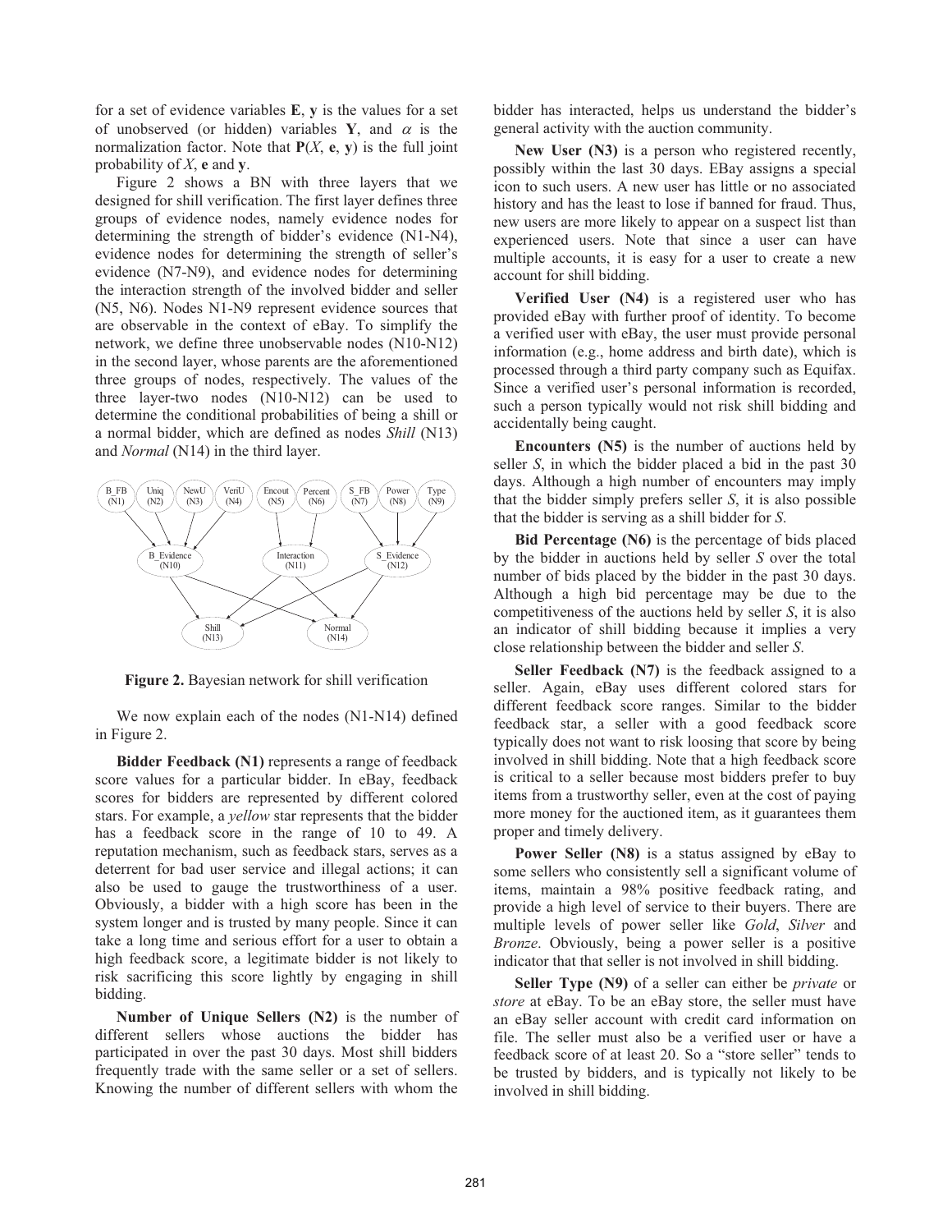for a set of evidence variables **E**, **y** is the values for a set of unobserved (or hidden) variables **Y**, and $\alpha$ is the normalization factor. Note that **P**($X$, **e**, **y**) is the full joint probability of $X$, **e** and **y**.

Figure 2 shows a BN with three layers that we designed for shill verification. The first layer defines three groups of evidence nodes, namely evidence nodes for determining the strength of bidder's evidence (N1-N4), evidence nodes for determining the strength of seller's evidence (N7-N9), and evidence nodes for determining the interaction strength of the involved bidder and seller (N5, N6). Nodes N1-N9 represent evidence sources that are observable in the context of eBay. To simplify the network, we define three unobservable nodes (N10-N12) in the second layer, whose parents are the aforementioned three groups of nodes, respectively. The values of the three layer-two nodes (N10-N12) can be used to determine the conditional probabilities of being a shill or a normal bidder, which are defined as nodes *Shill* (N13) and *Normal* (N14) in the third layer.

**Figure 2.** Bayesian network for shill verification

We now explain each of the nodes (N1-N14) defined in Figure 2.

**Bidder Feedback (N1)** represents a range of feedback score values for a particular bidder. In eBay, feedback scores for bidders are represented by different colored stars. For example, a *yellow* star represents that the bidder has a feedback score in the range of 10 to 49. A reputation mechanism, such as feedback stars, serves as a deterrent for bad user service and illegal actions; it can also be used to gauge the trustworthiness of a user. Obviously, a bidder with a high score has been in the system longer and is trusted by many people. Since it can take a long time and serious effort for a user to obtain a high feedback score, a legitimate bidder is not likely to risk sacrificing this score lightly by engaging in shill bidding.

**Number of Unique Sellers (N2)** is the number of different sellers whose auctions the bidder has participated in over the past 30 days. Most shill bidders frequently trade with the same seller or a set of sellers. Knowing the number of different sellers with whom the bidder has interacted, helps us understand the bidder's general activity with the auction community.

**New User (N3)** is a person who registered recently, possibly within the last 30 days. EBay assigns a special icon to such users. A new user has little or no associated history and has the least to lose if banned for fraud. Thus, new users are more likely to appear on a suspect list than experienced users. Note that since a user can have multiple accounts, it is easy for a user to create a new account for shill bidding.

**Verified User (N4)** is a registered user who has provided eBay with further proof of identity. To become a verified user with eBay, the user must provide personal information (e.g., home address and birth date), which is processed through a third party company such as Equifax. Since a verified user's personal information is recorded, such a person typically would not risk shill bidding and accidentally being caught.

**Encounters (N5)** is the number of auctions held by seller *S*, in which the bidder placed a bid in the past 30 days. Although a high number of encounters may imply that the bidder simply prefers seller *S*, it is also possible that the bidder is serving as a shill bidder for *S*.

**Bid Percentage (N6)** is the percentage of bids placed by the bidder in auctions held by seller *S* over the total number of bids placed by the bidder in the past 30 days. Although a high bid percentage may be due to the competitiveness of the auctions held by seller *S*, it is also an indicator of shill bidding because it implies a very close relationship between the bidder and seller *S*.

**Seller Feedback (N7)** is the feedback assigned to a seller. Again, eBay uses different colored stars for different feedback score ranges. Similar to the bidder feedback star, a seller with a good feedback score typically does not want to risk loosing that score by being involved in shill bidding. Note that a high feedback score is critical to a seller because most bidders prefer to buy items from a trustworthy seller, even at the cost of paying more money for the auctioned item, as it guarantees them proper and timely delivery.

**Power Seller (N8)** is a status assigned by eBay to some sellers who consistently sell a significant volume of items, maintain a 98% positive feedback rating, and provide a high level of service to their buyers. There are multiple levels of power seller like *Gold*, *Silver* and *Bronze*. Obviously, being a power seller is a positive indicator that that seller is not involved in shill bidding.

**Seller Type (N9)** of a seller can either be *private* or *store* at eBay. To be an eBay store, the seller must have an eBay seller account with credit card information on file. The seller must also be a verified user or have a feedback score of at least 20. So a "store seller" tends to be trusted by bidders, and is typically not likely to be involved in shill bidding.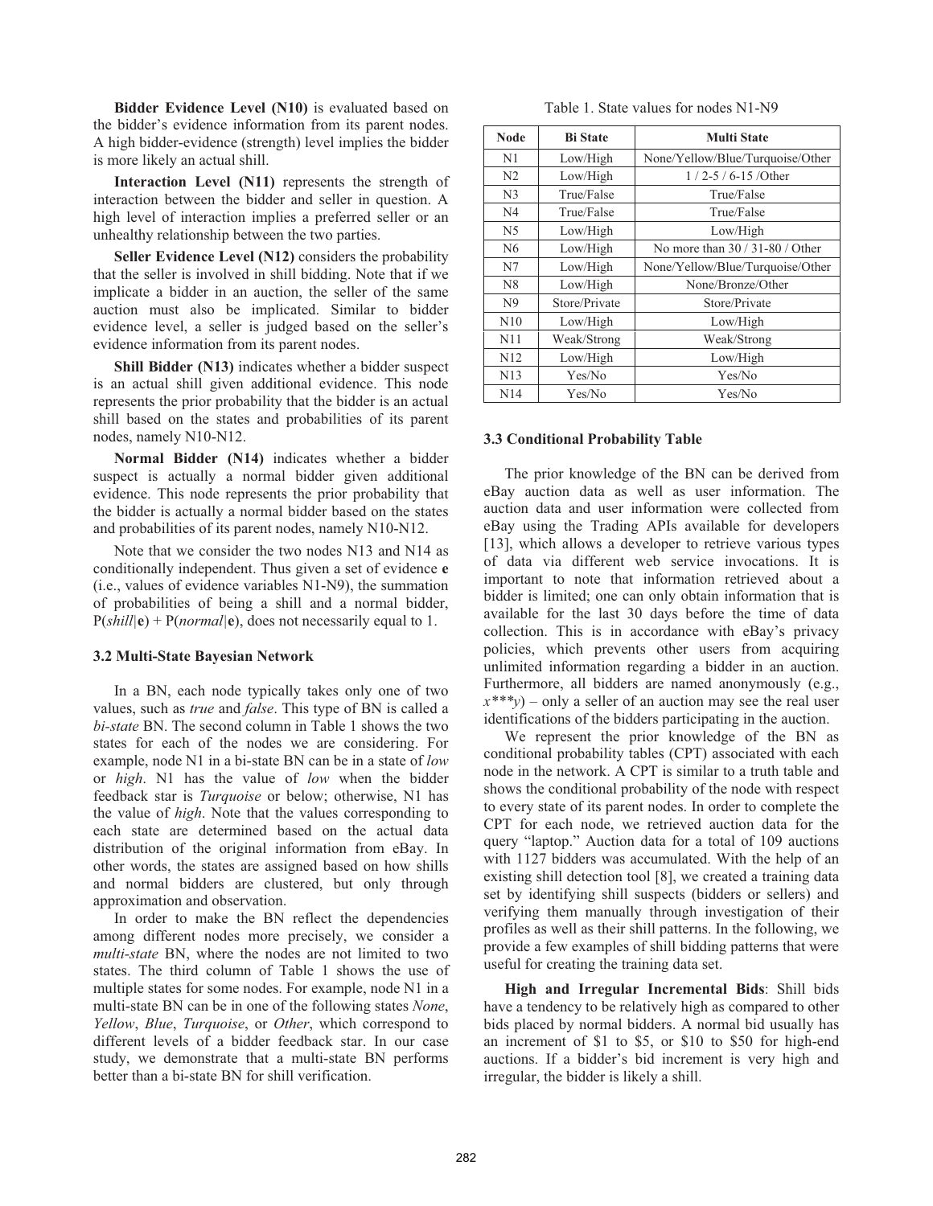**Bidder Evidence Level (N10)** is evaluated based on the bidder's evidence information from its parent nodes. A high bidder-evidence (strength) level implies the bidder is more likely an actual shill.

**Interaction Level (N11)** represents the strength of interaction between the bidder and seller in question. A high level of interaction implies a preferred seller or an unhealthy relationship between the two parties.

**Seller Evidence Level (N12)** considers the probability that the seller is involved in shill bidding. Note that if we implicate a bidder in an auction, the seller of the same auction must also be implicated. Similar to bidder evidence level, a seller is judged based on the seller's evidence information from its parent nodes.

**Shill Bidder (N13)** indicates whether a bidder suspect is an actual shill given additional evidence. This node represents the prior probability that the bidder is an actual shill based on the states and probabilities of its parent nodes, namely N10-N12.

**Normal Bidder (N14)** indicates whether a bidder suspect is actually a normal bidder given additional evidence. This node represents the prior probability that the bidder is actually a normal bidder based on the states and probabilities of its parent nodes, namely N10-N12.

Note that we consider the two nodes N13 and N14 as conditionally independent. Thus given a set of evidence **e** (i.e., values of evidence variables N1-N9), the summation of probabilities of being a shill and a normal bidder, $P(shill|\mathbf{e}) + P(normal|\mathbf{e})$, does not necessarily equal to 1.

### 3.2 Multi-State Bayesian Network

In a BN, each node typically takes only one of two values, such as *true* and *false*. This type of BN is called a *bi-state* BN. The second column in Table 1 shows the two states for each of the nodes we are considering. For example, node N1 in a bi-state BN can be in a state of *low* or *high*. N1 has the value of *low* when the bidder feedback star is *Turquoise* or below; otherwise, N1 has the value of *high*. Note that the values corresponding to each state are determined based on the actual data distribution of the original information from eBay. In other words, the states are assigned based on how shills and normal bidders are clustered, but only through approximation and observation.

In order to make the BN reflect the dependencies among different nodes more precisely, we consider a *multi-state* BN, where the nodes are not limited to two states. The third column of Table 1 shows the use of multiple states for some nodes. For example, node N1 in a multi-state BN can be in one of the following states *None*, *Yellow*, *Blue*, *Turquoise*, or *Other*, which correspond to different levels of a bidder feedback star. In our case study, we demonstrate that a multi-state BN performs better than a bi-state BN for shill verification.

Table 1. State values for nodes N1-N9

| Node | Bi State | Multi State |
| --- | --- | --- |
| N1 | Low/High | None/Yellow/Blue/Turquoise/Other |
| N2 | Low/High | 1 / 2-5 / 6-15 /Other |
| N3 | True/False | True/False |
| N4 | True/False | True/False |
| N5 | Low/High | Low/High |
| N6 | Low/High | No more than 30 / 31-80 / Other |
| N7 | Low/High | None/Yellow/Blue/Turquoise/Other |
| N8 | Low/High | None/Bronze/Other |
| N9 | Store/Private | Store/Private |
| N10 | Low/High | Low/High |
| N11 | Weak/Strong | Weak/Strong |
| N12 | Low/High | Low/High |
| N13 | Yes/No | Yes/No |
| N14 | Yes/No | Yes/No |

### 3.3 Conditional Probability Table

The prior knowledge of the BN can be derived from eBay auction data as well as user information. The auction data and user information were collected from eBay using the Trading APIs available for developers [13], which allows a developer to retrieve various types of data via different web service invocations. It is important to note that information retrieved about a bidder is limited; one can only obtain information that is available for the last 30 days before the time of data collection. This is in accordance with eBay's privacy policies, which prevents other users from acquiring unlimited information regarding a bidder in an auction. Furthermore, all bidders are named anonymously (e.g., *x\*\*\*y*) – only a seller of an auction may see the real user identifications of the bidders participating in the auction.

We represent the prior knowledge of the BN as conditional probability tables (CPT) associated with each node in the network. A CPT is similar to a truth table and shows the conditional probability of the node with respect to every state of its parent nodes. In order to complete the CPT for each node, we retrieved auction data for the query "laptop." Auction data for a total of 109 auctions with 1127 bidders was accumulated. With the help of an existing shill detection tool [8], we created a training data set by identifying shill suspects (bidders or sellers) and verifying them manually through investigation of their profiles as well as their shill patterns. In the following, we provide a few examples of shill bidding patterns that were useful for creating the training data set.

**High and Irregular Incremental Bids**: Shill bids have a tendency to be relatively high as compared to other bids placed by normal bidders. A normal bid usually has an increment of \$1 to \$5, or \$10 to \$50 for high-end auctions. If a bidder's bid increment is very high and irregular, the bidder is likely a shill.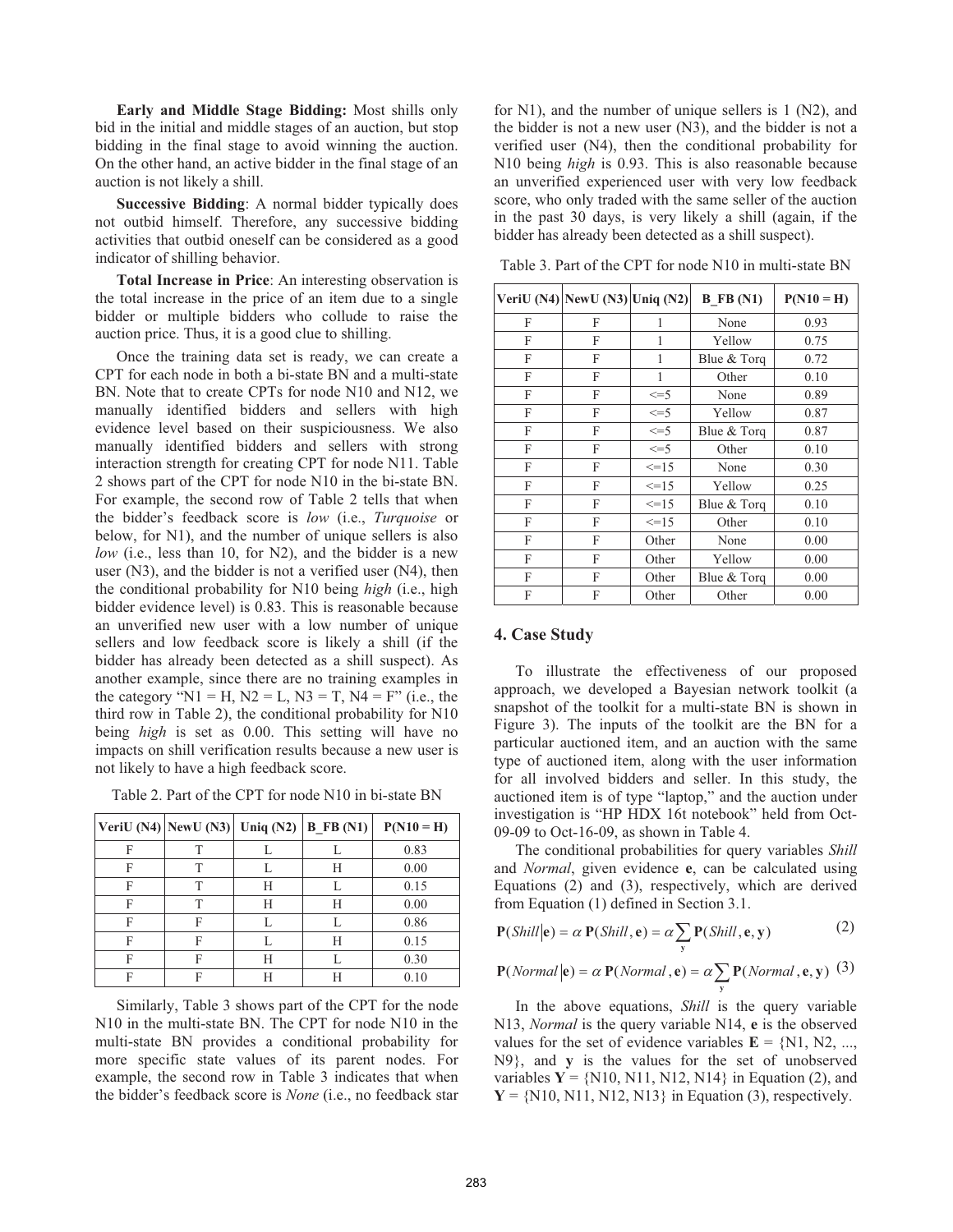**Early and Middle Stage Bidding:** Most shills only bid in the initial and middle stages of an auction, but stop bidding in the final stage to avoid winning the auction. On the other hand, an active bidder in the final stage of an auction is not likely a shill.

**Successive Bidding**: A normal bidder typically does not outbid himself. Therefore, any successive bidding activities that outbid oneself can be considered as a good indicator of shilling behavior.

**Total Increase in Price**: An interesting observation is the total increase in the price of an item due to a single bidder or multiple bidders who collude to raise the auction price. Thus, it is a good clue to shilling.

Once the training data set is ready, we can create a CPT for each node in both a bi-state BN and a multi-state BN. Note that to create CPTs for node N10 and N12, we manually identified bidders and sellers with high evidence level based on their suspiciousness. We also manually identified bidders and sellers with strong interaction strength for creating CPT for node N11. Table 2 shows part of the CPT for node N10 in the bi-state BN. For example, the second row of Table 2 tells that when the bidder's feedback score is *low* (i.e., *Turquoise* or below, for N1), and the number of unique sellers is also *low* (i.e., less than 10, for N2), and the bidder is a new user (N3), and the bidder is not a verified user (N4), then the conditional probability for N10 being *high* (i.e., high bidder evidence level) is 0.83. This is reasonable because an unverified new user with a low number of unique sellers and low feedback score is likely a shill (if the bidder has already been detected as a shill suspect). As another example, since there are no training examples in the category "N1 = H, N2 = L, N3 = T, N4 = F" (i.e., the third row in Table 2), the conditional probability for N10 being *high* is set as 0.00. This setting will have no impacts on shill verification results because a new user is not likely to have a high feedback score.

Table 2. Part of the CPT for node N10 in bi-state BN

| VeriU (N4) | NewU (N3) | Uniq (N2) | B_FB (N1) | P(N10 = H) |
|---|---|---|---|---|
| F | T | L | L | 0.83 |
| F | T | L | H | 0.00 |
| F | T | H | L | 0.15 |
| F | T | H | H | 0.00 |
| F | F | L | L | 0.86 |
| F | F | L | H | 0.15 |
| F | F | H | L | 0.30 |
| F | F | H | H | 0.10 |

Similarly, Table 3 shows part of the CPT for the node N10 in the multi-state BN. The CPT for node N10 in the multi-state BN provides a conditional probability for more specific state values of its parent nodes. For example, the second row in Table 3 indicates that when the bidder's feedback score is *None* (i.e., no feedback star for N1), and the number of unique sellers is 1 (N2), and the bidder is not a new user (N3), and the bidder is not a verified user (N4), then the conditional probability for N10 being *high* is 0.93. This is also reasonable because an unverified experienced user with very low feedback score, who only traded with the same seller of the auction in the past 30 days, is very likely a shill (again, if the bidder has already been detected as a shill suspect).

Table 3. Part of the CPT for node N10 in multi-state BN

| VeriU (N4) | NewU (N3) | Uniq (N2) | B_FB (N1) | P(N10 = H) |
|---|---|---|---|---|
| F | F | 1 | None | 0.93 |
| F | F | 1 | Yellow | 0.75 |
| F | F | 1 | Blue & Torq | 0.72 |
| F | F | 1 | Other | 0.10 |
| F | F | <=5 | None | 0.89 |
| F | F | <=5 | Yellow | 0.87 |
| F | F | <=5 | Blue & Torq | 0.87 |
| F | F | <=5 | Other | 0.10 |
| F | F | <=15 | None | 0.30 |
| F | F | <=15 | Yellow | 0.25 |
| F | F | <=15 | Blue & Torq | 0.10 |
| F | F | <=15 | Other | 0.10 |
| F | F | Other | None | 0.00 |
| F | F | Other | Yellow | 0.00 |
| F | F | Other | Blue & Torq | 0.00 |
| F | F | Other | Other | 0.00 |

## 4. Case Study

To illustrate the effectiveness of our proposed approach, we developed a Bayesian network toolkit (a snapshot of the toolkit for a multi-state BN is shown in Figure 3). The inputs of the toolkit are the BN for a particular auctioned item, and an auction with the same type of auctioned item, along with the user information for all involved bidders and seller. In this study, the auctioned item is of type "laptop," and the auction under investigation is "HP HDX 16t notebook" held from Oct-09-09 to Oct-16-09, as shown in Table 4.

The conditional probabilities for query variables *Shill* and *Normal*, given evidence **e**, can be calculated using Equations (2) and (3), respectively, which are derived from Equation (1) defined in Section 3.1.

$$\mathbf{P}(Shill \mid \mathbf{e}) = \alpha\, \mathbf{P}(Shill, \mathbf{e}) = \alpha \sum_{\mathbf{y}} \mathbf{P}(Shill, \mathbf{e}, \mathbf{y}) \tag{2}$$

$$\mathbf{P}(Normal \mid \mathbf{e}) = \alpha\, \mathbf{P}(Normal, \mathbf{e}) = \alpha \sum_{\mathbf{y}} \mathbf{P}(Normal, \mathbf{e}, \mathbf{y}) \tag{3}$$

In the above equations, *Shill* is the query variable N13, *Normal* is the query variable N14, **e** is the observed values for the set of evidence variables $\mathbf{E}$ = {N1, N2, ..., N9}, and **y** is the values for the set of unobserved variables $\mathbf{Y}$ = {N10, N11, N12, N14} in Equation (2), and $\mathbf{Y}$ = {N10, N11, N12, N13} in Equation (3), respectively.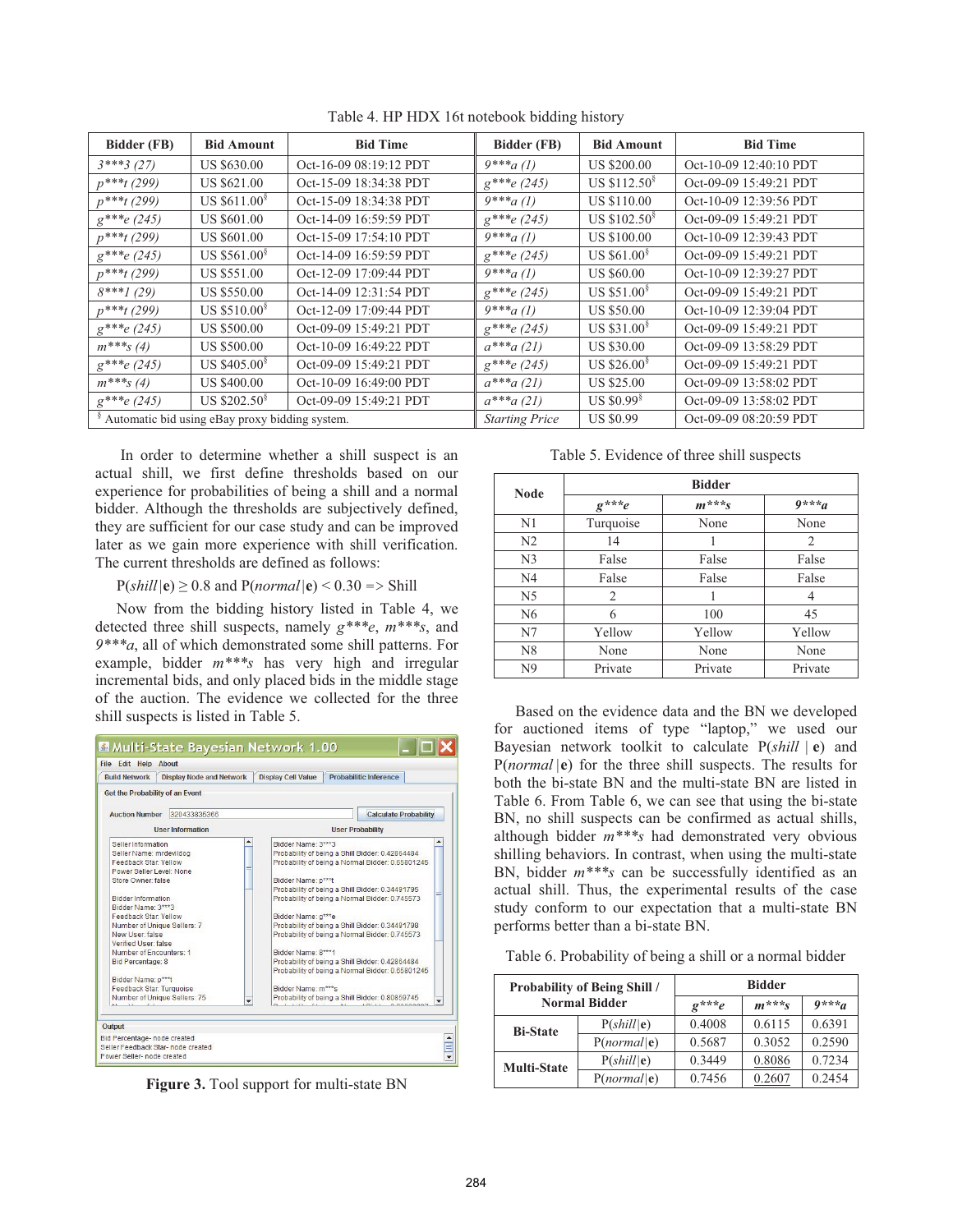Table 4. HP HDX 16t notebook bidding history

| Bidder (FB) | Bid Amount | Bid Time | Bidder (FB) | Bid Amount | Bid Time |
|---|---|---|---|---|---|
| *3\*\*\*3 (27)* | US $630.00 | Oct-16-09 08:19:12 PDT | *9\*\*\*a (1)* | US $200.00 | Oct-10-09 12:40:10 PDT |
| *p\*\*\*t (299)* | US $621.00 | Oct-15-09 18:34:38 PDT | *g\*\*\*e (245)* | US $112.50§ | Oct-09-09 15:49:21 PDT |
| *p\*\*\*t (299)* | US $611.00§ | Oct-15-09 18:34:38 PDT | *9\*\*\*a (1)* | US $110.00 | Oct-10-09 12:39:56 PDT |
| *g\*\*\*e (245)* | US $601.00 | Oct-14-09 16:59:59 PDT | *g\*\*\*e (245)* | US $102.50§ | Oct-09-09 15:49:21 PDT |
| *p\*\*\*t (299)* | US $601.00 | Oct-15-09 17:54:10 PDT | *9\*\*\*a (1)* | US $100.00 | Oct-10-09 12:39:43 PDT |
| *g\*\*\*e (245)* | US $561.00§ | Oct-14-09 16:59:59 PDT | *g\*\*\*e (245)* | US $61.00§ | Oct-09-09 15:49:21 PDT |
| *p\*\*\*t (299)* | US $551.00 | Oct-12-09 17:09:44 PDT | *9\*\*\*a (1)* | US $60.00 | Oct-10-09 12:39:27 PDT |
| *8\*\*\*1 (29)* | US $550.00 | Oct-14-09 12:31:54 PDT | *g\*\*\*e (245)* | US $51.00§ | Oct-09-09 15:49:21 PDT |
| *p\*\*\*t (299)* | US $510.00§ | Oct-12-09 17:09:44 PDT | *9\*\*\*a (1)* | US $50.00 | Oct-10-09 12:39:04 PDT |
| *g\*\*\*e (245)* | US $500.00 | Oct-09-09 15:49:21 PDT | *g\*\*\*e (245)* | US $31.00§ | Oct-09-09 15:49:21 PDT |
| *m\*\*\*s (4)* | US $500.00 | Oct-10-09 16:49:22 PDT | *a\*\*\*a (21)* | US $30.00 | Oct-09-09 13:58:29 PDT |
| *g\*\*\*e (245)* | US $405.00§ | Oct-09-09 15:49:21 PDT | *g\*\*\*e (245)* | US $26.00§ | Oct-09-09 15:49:21 PDT |
| *m\*\*\*s (4)* | US $400.00 | Oct-10-09 16:49:00 PDT | *a\*\*\*a (21)* | US $25.00 | Oct-09-09 13:58:02 PDT |
| *g\*\*\*e (245)* | US $202.50§ | Oct-09-09 15:49:21 PDT | *a\*\*\*a (21)* | US $0.99§ | Oct-09-09 13:58:02 PDT |
| § Automatic bid using eBay proxy bidding system. | | | *Starting Price* | US $0.99 | Oct-09-09 08:20:59 PDT |

In order to determine whether a shill suspect is an actual shill, we first define thresholds based on our experience for probabilities of being a shill and a normal bidder. Although the thresholds are subjectively defined, they are sufficient for our case study and can be improved later as we gain more experience with shill verification. The current thresholds are defined as follows:

$P(shill\,|\,\mathbf{e}) \geq 0.8$ and $P(normal\,|\,\mathbf{e}) < 0.30$ => Shill

Now from the bidding history listed in Table 4, we detected three shill suspects, namely *g\*\*\*e*, *m\*\*\*s*, and *9\*\*\*a*, all of which demonstrated some shill patterns. For example, bidder *m\*\*\*s* has very high and irregular incremental bids, and only placed bids in the middle stage of the auction. The evidence we collected for the three shill suspects is listed in Table 5.

**Figure 3.** Tool support for multi-state BN

Table 5. Evidence of three shill suspects

| Node | Bidder | | |
|---|---|---|---|
| | *g\*\*\*e* | *m\*\*\*s* | *9\*\*\*a* |
| N1 | Turquoise | None | None |
| N2 | 14 | 1 | 2 |
| N3 | False | False | False |
| N4 | False | False | False |
| N5 | 2 | 1 | 4 |
| N6 | 6 | 100 | 45 |
| N7 | Yellow | Yellow | Yellow |
| N8 | None | None | None |
| N9 | Private | Private | Private |

Based on the evidence data and the BN we developed for auctioned items of type "laptop," we used our Bayesian network toolkit to calculate $P(shill\,|\,\mathbf{e})$ and $P(normal\,|\,\mathbf{e})$ for the three shill suspects. The results for both the bi-state BN and the multi-state BN are listed in Table 6. From Table 6, we can see that using the bi-state BN, no shill suspects can be confirmed as actual shills, although bidder *m\*\*\*s* had demonstrated very obvious shilling behaviors. In contrast, when using the multi-state BN, bidder *m\*\*\*s* can be successfully identified as an actual shill. Thus, the experimental results of the case study conform to our expectation that a multi-state BN performs better than a bi-state BN.

Table 6. Probability of being a shill or a normal bidder

| Probability of Being Shill / Normal Bidder | | Bidder | | |
|---|---|---|---|---|
| | | *g\*\*\*e* | *m\*\*\*s* | *9\*\*\*a* |
| Bi-State | $P(shill\|\mathbf{e})$ | 0.4008 | 0.6115 | 0.6391 |
| | $P(normal\|\mathbf{e})$ | 0.5687 | 0.3052 | 0.2590 |
| Multi-State | $P(shill\|\mathbf{e})$ | 0.3449 | 0.8086 | 0.7234 |
| | $P(normal\|\mathbf{e})$ | 0.7456 | 0.2607 | 0.2454 |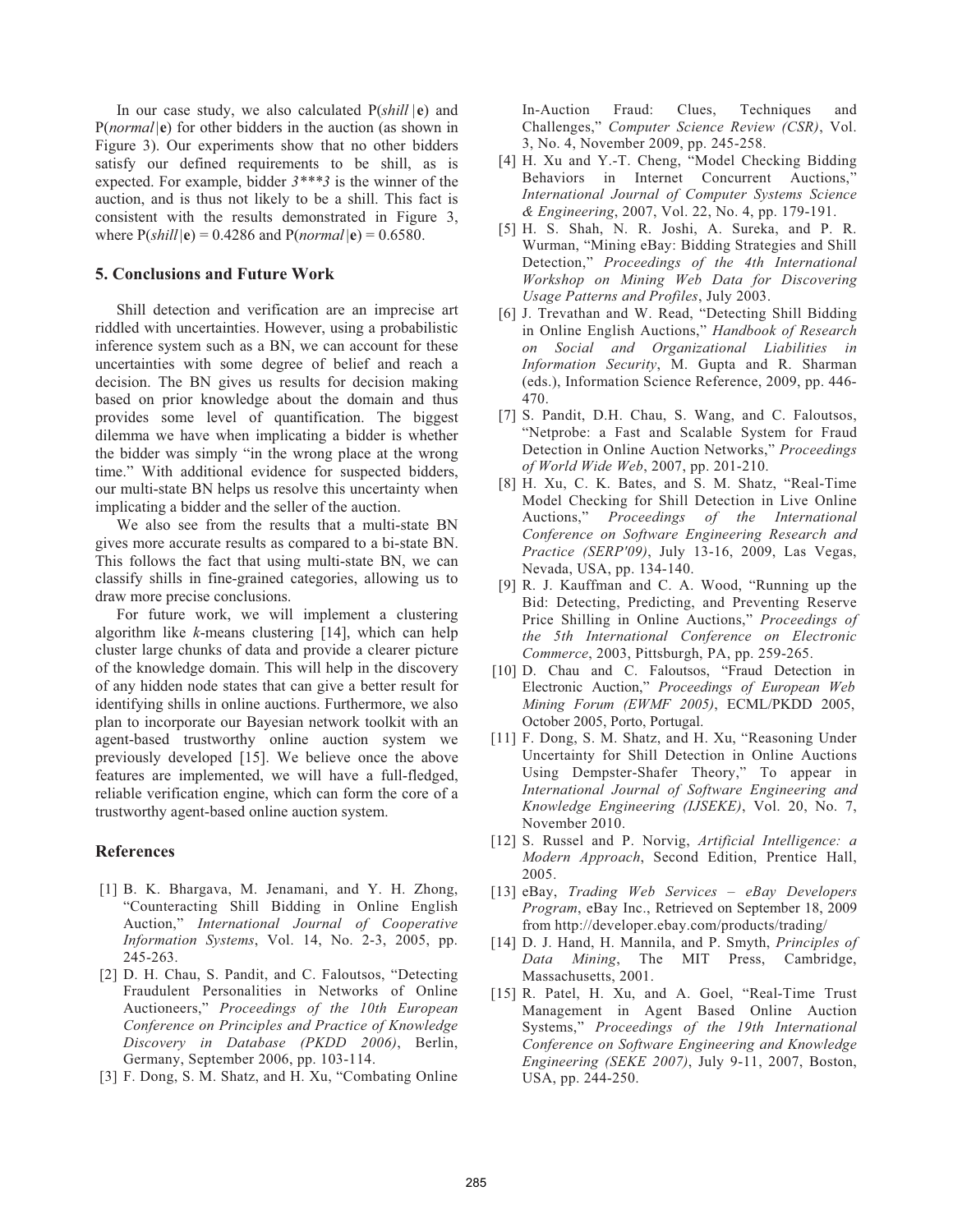In our case study, we also calculated P(*shill* | **e**) and P(*normal* | **e**) for other bidders in the auction (as shown in Figure 3). Our experiments show that no other bidders satisfy our defined requirements to be shill, as is expected. For example, bidder *3***3* is the winner of the auction, and is thus not likely to be a shill. This fact is consistent with the results demonstrated in Figure 3, where P(*shill* | **e**) = 0.4286 and P(*normal* | **e**) = 0.6580.

## 5. Conclusions and Future Work

Shill detection and verification are an imprecise art riddled with uncertainties. However, using a probabilistic inference system such as a BN, we can account for these uncertainties with some degree of belief and reach a decision. The BN gives us results for decision making based on prior knowledge about the domain and thus provides some level of quantification. The biggest dilemma we have when implicating a bidder is whether the bidder was simply "in the wrong place at the wrong time." With additional evidence for suspected bidders, our multi-state BN helps us resolve this uncertainty when implicating a bidder and the seller of the auction.

We also see from the results that a multi-state BN gives more accurate results as compared to a bi-state BN. This follows the fact that using multi-state BN, we can classify shills in fine-grained categories, allowing us to draw more precise conclusions.

For future work, we will implement a clustering algorithm like *k*-means clustering [14], which can help cluster large chunks of data and provide a clearer picture of the knowledge domain. This will help in the discovery of any hidden node states that can give a better result for identifying shills in online auctions. Furthermore, we also plan to incorporate our Bayesian network toolkit with an agent-based trustworthy online auction system we previously developed [15]. We believe once the above features are implemented, we will have a full-fledged, reliable verification engine, which can form the core of a trustworthy agent-based online auction system.

## References

[1] B. K. Bhargava, M. Jenamani, and Y. H. Zhong, "Counteracting Shill Bidding in Online English Auction," *International Journal of Cooperative Information Systems*, Vol. 14, No. 2-3, 2005, pp. 245-263.

[2] D. H. Chau, S. Pandit, and C. Faloutsos, "Detecting Fraudulent Personalities in Networks of Online Auctioneers," *Proceedings of the 10th European Conference on Principles and Practice of Knowledge Discovery in Database (PKDD 2006)*, Berlin, Germany, September 2006, pp. 103-114.

[3] F. Dong, S. M. Shatz, and H. Xu, "Combating Online In-Auction Fraud: Clues, Techniques and Challenges," *Computer Science Review (CSR)*, Vol. 3, No. 4, November 2009, pp. 245-258.

[4] H. Xu and Y.-T. Cheng, "Model Checking Bidding Behaviors in Internet Concurrent Auctions," *International Journal of Computer Systems Science & Engineering*, 2007, Vol. 22, No. 4, pp. 179-191.

[5] H. S. Shah, N. R. Joshi, A. Sureka, and P. R. Wurman, "Mining eBay: Bidding Strategies and Shill Detection," *Proceedings of the 4th International Workshop on Mining Web Data for Discovering Usage Patterns and Profiles*, July 2003.

[6] J. Trevathan and W. Read, "Detecting Shill Bidding in Online English Auctions," *Handbook of Research on Social and Organizational Liabilities in Information Security*, M. Gupta and R. Sharman (eds.), Information Science Reference, 2009, pp. 446-470.

[7] S. Pandit, D.H. Chau, S. Wang, and C. Faloutsos, "Netprobe: a Fast and Scalable System for Fraud Detection in Online Auction Networks," *Proceedings of World Wide Web*, 2007, pp. 201-210.

[8] H. Xu, C. K. Bates, and S. M. Shatz, "Real-Time Model Checking for Shill Detection in Live Online Auctions," *Proceedings of the International Conference on Software Engineering Research and Practice (SERP'09)*, July 13-16, 2009, Las Vegas, Nevada, USA, pp. 134-140.

[9] R. J. Kauffman and C. A. Wood, "Running up the Bid: Detecting, Predicting, and Preventing Reserve Price Shilling in Online Auctions," *Proceedings of the 5th International Conference on Electronic Commerce*, 2003, Pittsburgh, PA, pp. 259-265.

[10] D. Chau and C. Faloutsos, "Fraud Detection in Electronic Auction," *Proceedings of European Web Mining Forum (EWMF 2005)*, ECML/PKDD 2005, October 2005, Porto, Portugal.

[11] F. Dong, S. M. Shatz, and H. Xu, "Reasoning Under Uncertainty for Shill Detection in Online Auctions Using Dempster-Shafer Theory," To appear in *International Journal of Software Engineering and Knowledge Engineering (IJSEKE)*, Vol. 20, No. 7, November 2010.

[12] S. Russel and P. Norvig, *Artificial Intelligence: a Modern Approach*, Second Edition, Prentice Hall, 2005.

[13] eBay, *Trading Web Services – eBay Developers Program*, eBay Inc., Retrieved on September 18, 2009 from http://developer.ebay.com/products/trading/

[14] D. J. Hand, H. Mannila, and P. Smyth, *Principles of Data Mining*, The MIT Press, Cambridge, Massachusetts, 2001.

[15] R. Patel, H. Xu, and A. Goel, "Real-Time Trust Management in Agent Based Online Auction Systems," *Proceedings of the 19th International Conference on Software Engineering and Knowledge Engineering (SEKE 2007)*, July 9-11, 2007, Boston, USA, pp. 244-250.